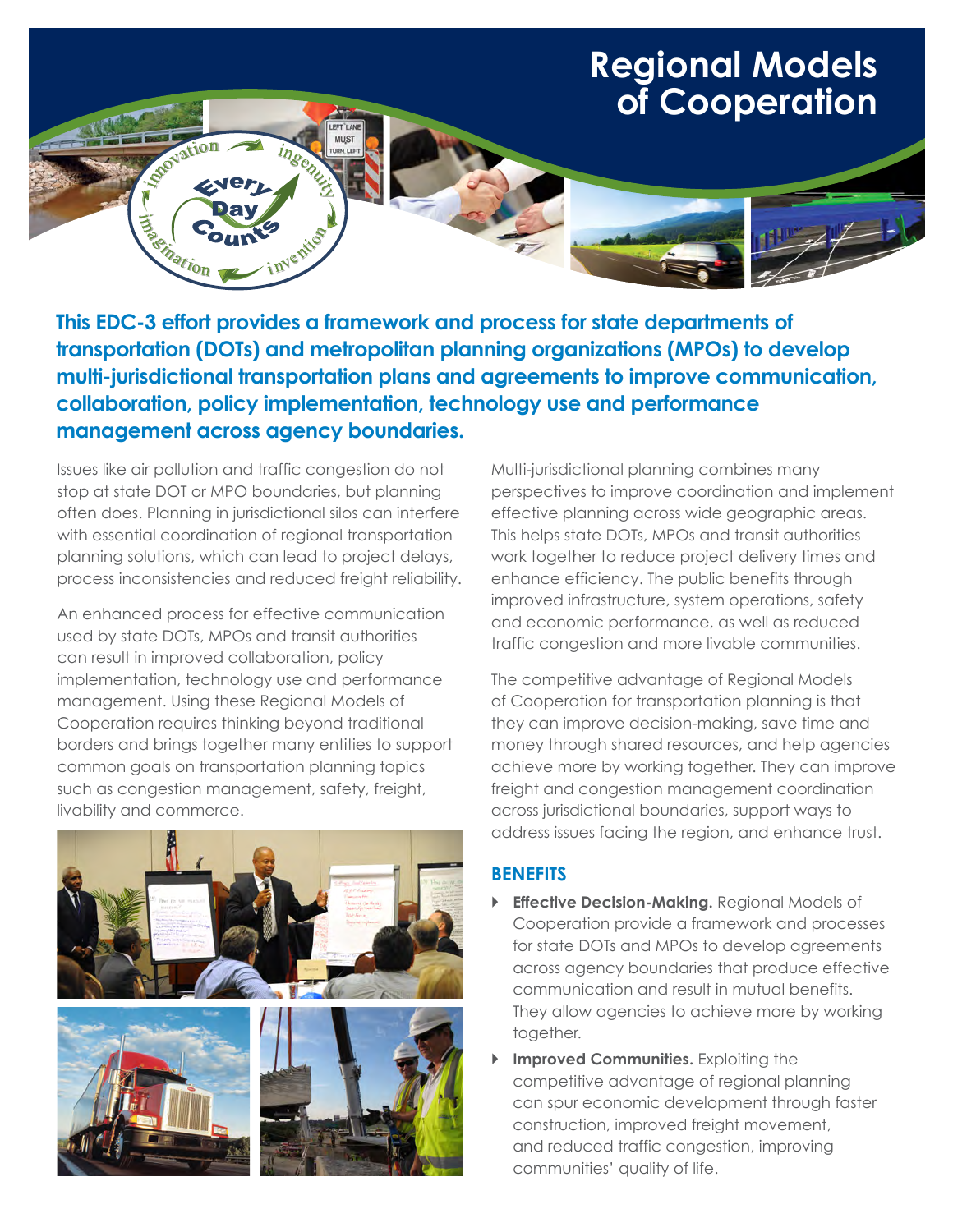# Regional Models of Cooperation

**This EDC-3 effort provides a framework and process for state departments of transportation (DOTs) and metropolitan planning organizations (MPOs) to develop multi-jurisdictional transportation plans and agreements to improve communication, collaboration, policy implementation, technology use and performance management across agency boundaries.**

Issues like air pollution and traffic congestion do not stop at state DOT or MPO boundaries, but planning often does. Planning in jurisdictional silos can interfere with essential coordination of regional transportation planning solutions, which can lead to project delays, process inconsistencies and reduced freight reliability.

An enhanced process for effective communication used by state DOTs, MPOs and transit authorities can result in improved collaboration, policy implementation, technology use and performance management. Using these Regional Models of Cooperation requires thinking beyond traditional borders and brings together many entities to support common goals on transportation planning topics such as congestion management, safety, freight, livability and commerce.

Multi-jurisdictional planning combines many perspectives to improve coordination and implement effective planning across wide geographic areas. This helps state DOTs, MPOs and transit authorities work together to reduce project delivery times and enhance efficiency. The public benefits through improved infrastructure, system operations, safety and economic performance, as well as reduced traffic congestion and more livable communities.

The competitive advantage of Regional Models of Cooperation for transportation planning is that they can improve decision-making, save time and money through shared resources, and help agencies achieve more by working together. They can improve freight and congestion management coordination across jurisdictional boundaries, support ways to address issues facing the region, and enhance trust.

## BENEFITS

- **Effective Decision-Making.** Regional Models of Cooperation provide a framework and processes for state DOTs and MPOs to develop agreements across agency boundaries that produce effective communication and result in mutual benefits. They allow agencies to achieve more by working together.
- **Improved Communities.** Exploiting the competitive advantage of regional planning can spur economic development through faster construction, improved freight movement, and reduced traffic congestion, improving communities' quality of life.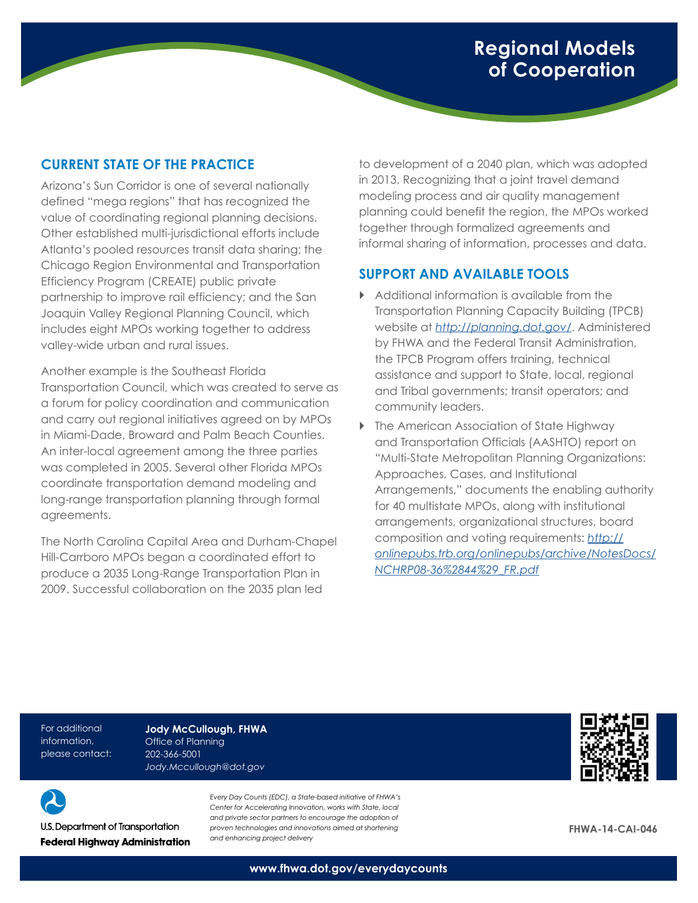# Regional Models of Cooperation

## CURRENT STATE OF THE PRACTICE

Arizona's Sun Corridor is one of several nationally defined "mega regions" that has recognized the value of coordinating regional planning decisions. Other established multi-jurisdictional efforts include Atlanta's pooled resources transit data sharing; the Chicago Region Environmental and Transportation Efficiency Program (CREATE) public private partnership to improve rail efficiency; and the San Joaquin Valley Regional Planning Council, which includes eight MPOs working together to address valley-wide urban and rural issues.

Another example is the Southeast Florida Transportation Council, which was created to serve as a forum for policy coordination and communication and carry out regional initiatives agreed on by MPOs in Miami-Dade, Broward and Palm Beach Counties. An inter-local agreement among the three parties was completed in 2005. Several other Florida MPOs coordinate transportation demand modeling and long-range transportation planning through formal agreements.

The North Carolina Capital Area and Durham-Chapel Hill-Carrboro MPOs began a coordinated effort to produce a 2035 Long-Range Transportation Plan in 2009. Successful collaboration on the 2035 plan led to development of a 2040 plan, which was adopted in 2013. Recognizing that a joint travel demand modeling process and air quality management planning could benefit the region, the MPOs worked together through formalized agreements and informal sharing of information, processes and data.

## SUPPORT AND AVAILABLE TOOLS

- Additional information is available from the Transportation Planning Capacity Building (TPCB) website at *http://planning.dot.gov/*. Administered by FHWA and the Federal Transit Administration, the TPCB Program offers training, technical assistance and support to State, local, regional and Tribal governments; transit operators; and community leaders.
- The American Association of State Highway and Transportation Officials (AASHTO) report on "Multi-State Metropolitan Planning Organizations: Approaches, Cases, and Institutional Arrangements," documents the enabling authority for 40 multistate MPOs, along with institutional arrangements, organizational structures, board composition and voting requirements: *http://onlinepubs.trb.org/onlinepubs/archive/NotesDocs/NCHRP08-36%2844%29_FR.pdf*

For additional information, please contact:

**Jody McCullough, FHWA**
Office of Planning
202-366-5001
*Jody.Mccullough@dot.gov*

U.S. Department of Transportation
**Federal Highway Administration**

*Every Day Counts (EDC), a State-based initiative of FHWA's Center for Accelerating Innovation, works with State, local and private sector partners to encourage the adoption of proven technologies and innovations aimed at shortening and enhancing project delivery*

**FHWA-14-CAI-046**

**www.fhwa.dot.gov/everydaycounts**